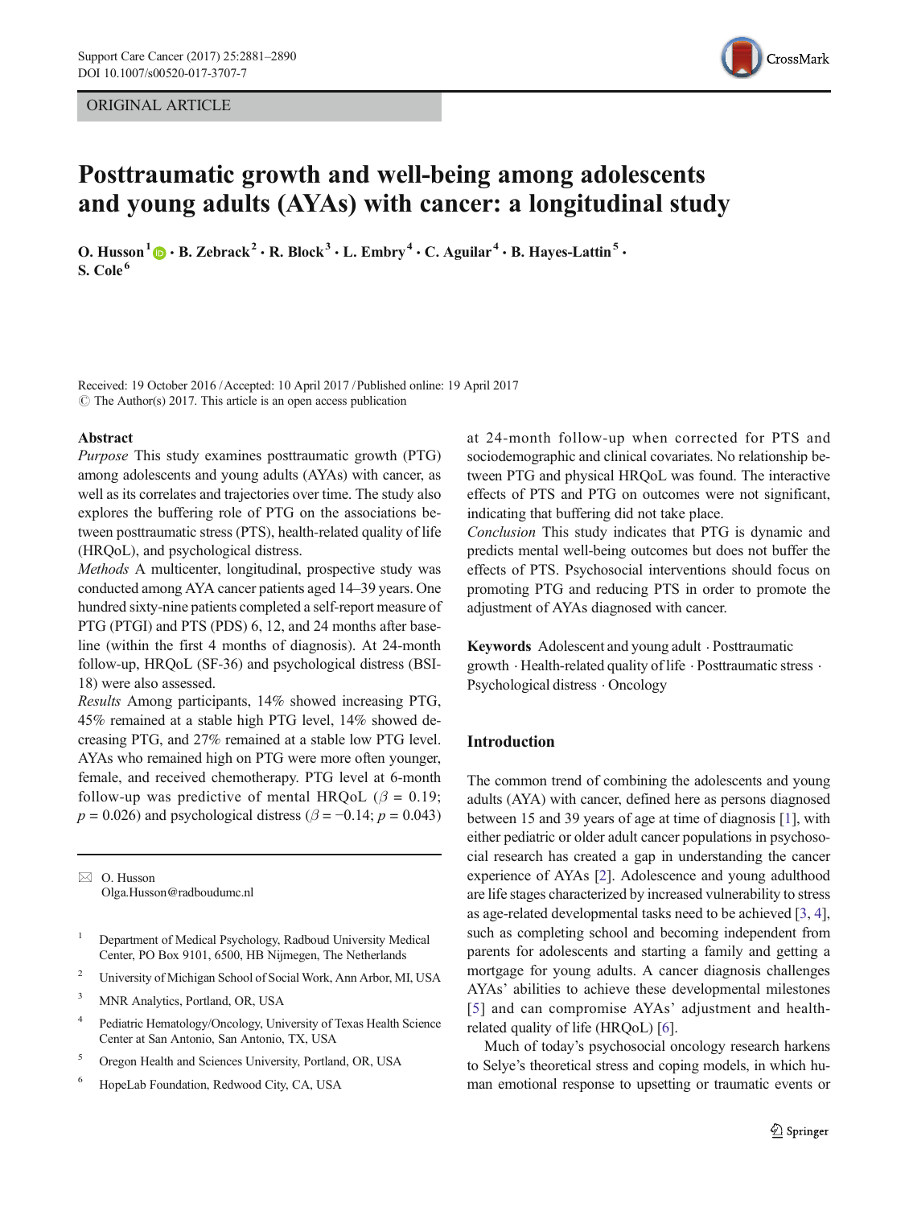ORIGINAL ARTICLE

# Posttraumatic growth and well-being among adolescents and young adults (AYAs) with cancer: a longitudinal study

**O. Husson**[1] · **B. Zebrack**[2] · **R. Block**[3] · **L. Embry**[4] · **C. Aguilar**[4] · **B. Hayes-Lattin**[5] · **S. Cole**[6]

Received: 19 October 2016 / Accepted: 10 April 2017 / Published online: 19 April 2017
© The Author(s) 2017. This article is an open access publication

## Abstract

*Purpose* This study examines posttraumatic growth (PTG) among adolescents and young adults (AYAs) with cancer, as well as its correlates and trajectories over time. The study also explores the buffering role of PTG on the associations between posttraumatic stress (PTS), health-related quality of life (HRQoL), and psychological distress.

*Methods* A multicenter, longitudinal, prospective study was conducted among AYA cancer patients aged 14–39 years. One hundred sixty-nine patients completed a self-report measure of PTG (PTGI) and PTS (PDS) 6, 12, and 24 months after baseline (within the first 4 months of diagnosis). At 24-month follow-up, HRQoL (SF-36) and psychological distress (BSI-18) were also assessed.

*Results* Among participants, 14% showed increasing PTG, 45% remained at a stable high PTG level, 14% showed decreasing PTG, and 27% remained at a stable low PTG level. AYAs who remained high on PTG were more often younger, female, and received chemotherapy. PTG level at 6-month follow-up was predictive of mental HRQoL ($\beta = 0.19$; $p = 0.026$) and psychological distress ($\beta = -0.14$; $p = 0.043$) at 24-month follow-up when corrected for PTS and sociodemographic and clinical covariates. No relationship between PTG and physical HRQoL was found. The interactive effects of PTS and PTG on outcomes were not significant, indicating that buffering did not take place.

*Conclusion* This study indicates that PTG is dynamic and predicts mental well-being outcomes but does not buffer the effects of PTS. Psychosocial interventions should focus on promoting PTG and reducing PTS in order to promote the adjustment of AYAs diagnosed with cancer.

**Keywords** Adolescent and young adult · Posttraumatic growth · Health-related quality of life · Posttraumatic stress · Psychological distress · Oncology

✉ O. Husson
Olga.Husson@radboudumc.nl

[1] Department of Medical Psychology, Radboud University Medical Center, PO Box 9101, 6500, HB Nijmegen, The Netherlands

[2] University of Michigan School of Social Work, Ann Arbor, MI, USA

[3] MNR Analytics, Portland, OR, USA

[4] Pediatric Hematology/Oncology, University of Texas Health Science Center at San Antonio, San Antonio, TX, USA

[5] Oregon Health and Sciences University, Portland, OR, USA

[6] HopeLab Foundation, Redwood City, CA, USA

## Introduction

The common trend of combining the adolescents and young adults (AYA) with cancer, defined here as persons diagnosed between 15 and 39 years of age at time of diagnosis [1], with either pediatric or older adult cancer populations in psychosocial research has created a gap in understanding the cancer experience of AYAs [2]. Adolescence and young adulthood are life stages characterized by increased vulnerability to stress as age-related developmental tasks need to be achieved [3, 4], such as completing school and becoming independent from parents for adolescents and starting a family and getting a mortgage for young adults. A cancer diagnosis challenges AYAs' abilities to achieve these developmental milestones [5] and can compromise AYAs' adjustment and health-related quality of life (HRQoL) [6].

Much of today's psychosocial oncology research harkens to Selye's theoretical stress and coping models, in which human emotional response to upsetting or traumatic events or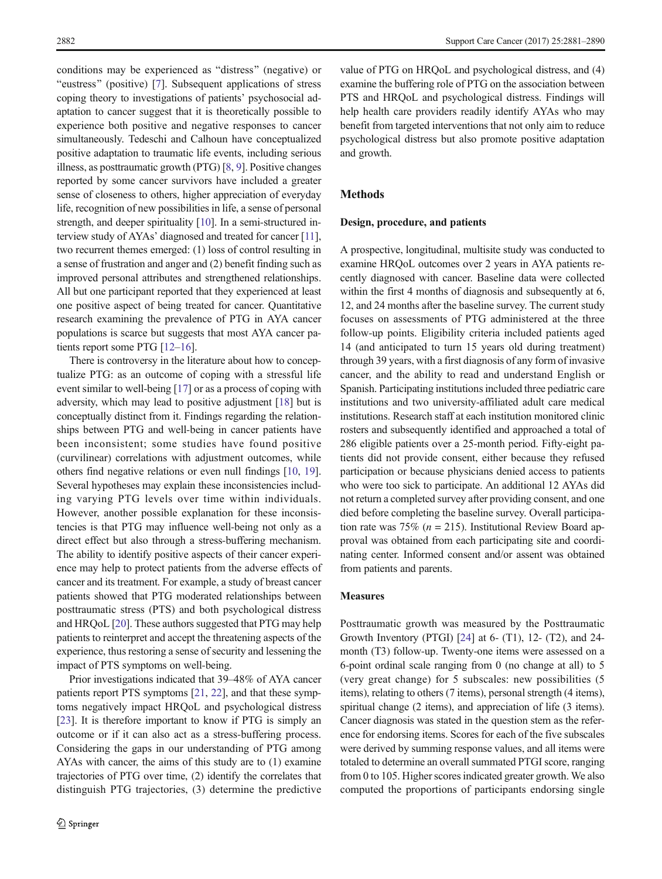conditions may be experienced as "distress" (negative) or "eustress" (positive) [7]. Subsequent applications of stress coping theory to investigations of patients' psychosocial adaptation to cancer suggest that it is theoretically possible to experience both positive and negative responses to cancer simultaneously. Tedeschi and Calhoun have conceptualized positive adaptation to traumatic life events, including serious illness, as posttraumatic growth (PTG) [8, 9]. Positive changes reported by some cancer survivors have included a greater sense of closeness to others, higher appreciation of everyday life, recognition of new possibilities in life, a sense of personal strength, and deeper spirituality [10]. In a semi-structured interview study of AYAs' diagnosed and treated for cancer [11], two recurrent themes emerged: (1) loss of control resulting in a sense of frustration and anger and (2) benefit finding such as improved personal attributes and strengthened relationships. All but one participant reported that they experienced at least one positive aspect of being treated for cancer. Quantitative research examining the prevalence of PTG in AYA cancer populations is scarce but suggests that most AYA cancer patients report some PTG [12–16].

There is controversy in the literature about how to conceptualize PTG: as an outcome of coping with a stressful life event similar to well-being [17] or as a process of coping with adversity, which may lead to positive adjustment [18] but is conceptually distinct from it. Findings regarding the relationships between PTG and well-being in cancer patients have been inconsistent; some studies have found positive (curvilinear) correlations with adjustment outcomes, while others find negative relations or even null findings [10, 19]. Several hypotheses may explain these inconsistencies including varying PTG levels over time within individuals. However, another possible explanation for these inconsistencies is that PTG may influence well-being not only as a direct effect but also through a stress-buffering mechanism. The ability to identify positive aspects of their cancer experience may help to protect patients from the adverse effects of cancer and its treatment. For example, a study of breast cancer patients showed that PTG moderated relationships between posttraumatic stress (PTS) and both psychological distress and HRQoL [20]. These authors suggested that PTG may help patients to reinterpret and accept the threatening aspects of the experience, thus restoring a sense of security and lessening the impact of PTS symptoms on well-being.

Prior investigations indicated that 39–48% of AYA cancer patients report PTS symptoms [21, 22], and that these symptoms negatively impact HRQoL and psychological distress [23]. It is therefore important to know if PTG is simply an outcome or if it can also act as a stress-buffering process. Considering the gaps in our understanding of PTG among AYAs with cancer, the aims of this study are to (1) examine trajectories of PTG over time, (2) identify the correlates that distinguish PTG trajectories, (3) determine the predictive value of PTG on HRQoL and psychological distress, and (4) examine the buffering role of PTG on the association between PTS and HRQoL and psychological distress. Findings will help health care providers readily identify AYAs who may benefit from targeted interventions that not only aim to reduce psychological distress but also promote positive adaptation and growth.

## Methods

### Design, procedure, and patients

A prospective, longitudinal, multisite study was conducted to examine HRQoL outcomes over 2 years in AYA patients recently diagnosed with cancer. Baseline data were collected within the first 4 months of diagnosis and subsequently at 6, 12, and 24 months after the baseline survey. The current study focuses on assessments of PTG administered at the three follow-up points. Eligibility criteria included patients aged 14 (and anticipated to turn 15 years old during treatment) through 39 years, with a first diagnosis of any form of invasive cancer, and the ability to read and understand English or Spanish. Participating institutions included three pediatric care institutions and two university-affiliated adult care medical institutions. Research staff at each institution monitored clinic rosters and subsequently identified and approached a total of 286 eligible patients over a 25-month period. Fifty-eight patients did not provide consent, either because they refused participation or because physicians denied access to patients who were too sick to participate. An additional 12 AYAs did not return a completed survey after providing consent, and one died before completing the baseline survey. Overall participation rate was 75% ($n = 215$). Institutional Review Board approval was obtained from each participating site and coordinating center. Informed consent and/or assent was obtained from patients and parents.

### Measures

Posttraumatic growth was measured by the Posttraumatic Growth Inventory (PTGI) [24] at 6- (T1), 12- (T2), and 24-month (T3) follow-up. Twenty-one items were assessed on a 6-point ordinal scale ranging from 0 (no change at all) to 5 (very great change) for 5 subscales: new possibilities (5 items), relating to others (7 items), personal strength (4 items), spiritual change (2 items), and appreciation of life (3 items). Cancer diagnosis was stated in the question stem as the reference for endorsing items. Scores for each of the five subscales were derived by summing response values, and all items were totaled to determine an overall summated PTGI score, ranging from 0 to 105. Higher scores indicated greater growth. We also computed the proportions of participants endorsing single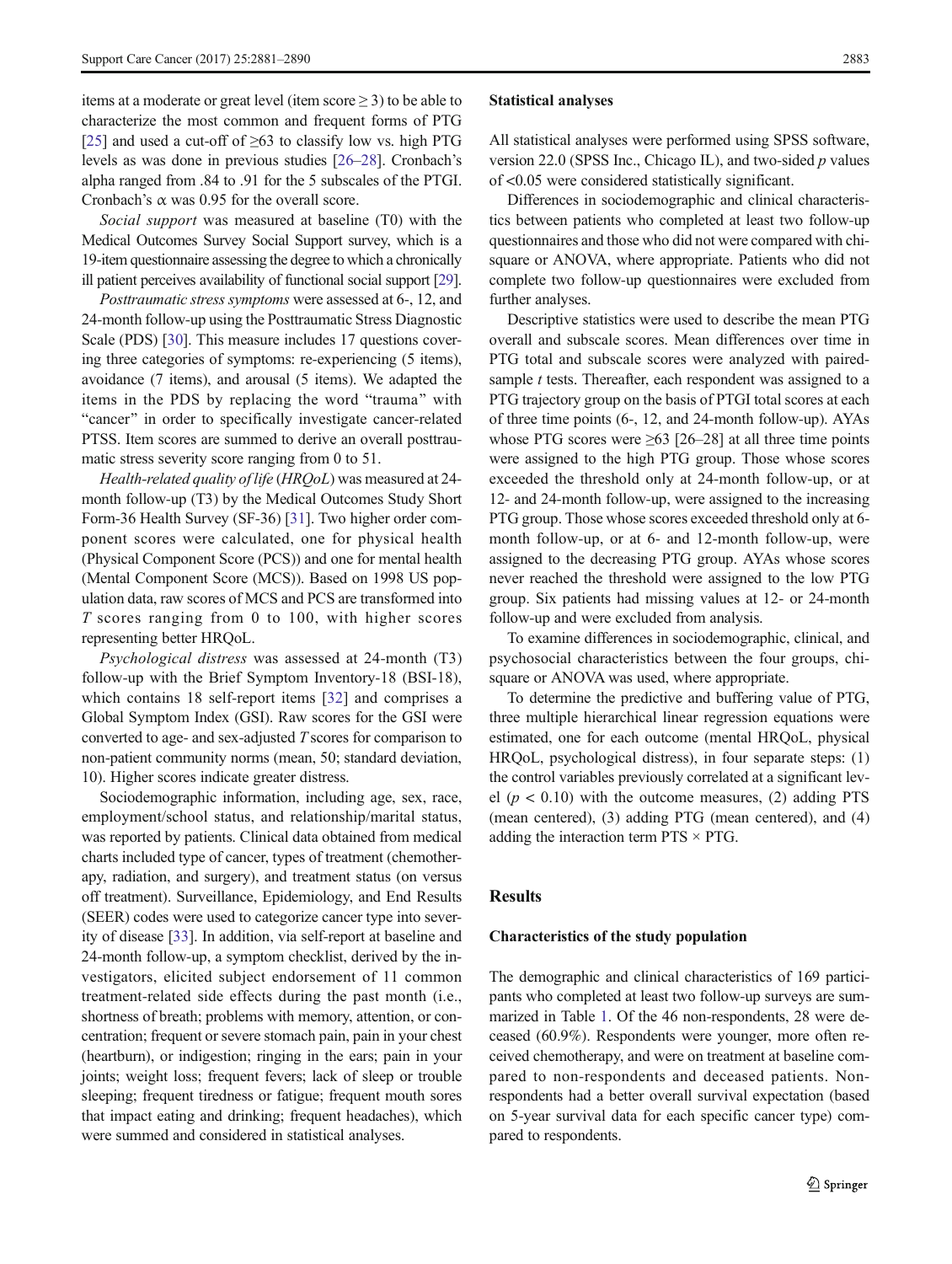items at a moderate or great level (item score ≥ 3) to be able to characterize the most common and frequent forms of PTG [25] and used a cut-off of ≥63 to classify low vs. high PTG levels as was done in previous studies [26–28]. Cronbach's alpha ranged from .84 to .91 for the 5 subscales of the PTGI. Cronbach's α was 0.95 for the overall score.

*Social support* was measured at baseline (T0) with the Medical Outcomes Survey Social Support survey, which is a 19-item questionnaire assessing the degree to which a chronically ill patient perceives availability of functional social support [29].

*Posttraumatic stress symptoms* were assessed at 6-, 12, and 24-month follow-up using the Posttraumatic Stress Diagnostic Scale (PDS) [30]. This measure includes 17 questions covering three categories of symptoms: re-experiencing (5 items), avoidance (7 items), and arousal (5 items). We adapted the items in the PDS by replacing the word "trauma" with "cancer" in order to specifically investigate cancer-related PTSS. Item scores are summed to derive an overall posttraumatic stress severity score ranging from 0 to 51.

*Health-related quality of life* (*HRQoL*) was measured at 24-month follow-up (T3) by the Medical Outcomes Study Short Form-36 Health Survey (SF-36) [31]. Two higher order component scores were calculated, one for physical health (Physical Component Score (PCS)) and one for mental health (Mental Component Score (MCS)). Based on 1998 US population data, raw scores of MCS and PCS are transformed into *T* scores ranging from 0 to 100, with higher scores representing better HRQoL.

*Psychological distress* was assessed at 24-month (T3) follow-up with the Brief Symptom Inventory-18 (BSI-18), which contains 18 self-report items [32] and comprises a Global Symptom Index (GSI). Raw scores for the GSI were converted to age- and sex-adjusted *T* scores for comparison to non-patient community norms (mean, 50; standard deviation, 10). Higher scores indicate greater distress.

Sociodemographic information, including age, sex, race, employment/school status, and relationship/marital status, was reported by patients. Clinical data obtained from medical charts included type of cancer, types of treatment (chemotherapy, radiation, and surgery), and treatment status (on versus off treatment). Surveillance, Epidemiology, and End Results (SEER) codes were used to categorize cancer type into severity of disease [33]. In addition, via self-report at baseline and 24-month follow-up, a symptom checklist, derived by the investigators, elicited subject endorsement of 11 common treatment-related side effects during the past month (i.e., shortness of breath; problems with memory, attention, or concentration; frequent or severe stomach pain, pain in your chest (heartburn), or indigestion; ringing in the ears; pain in your joints; weight loss; frequent fevers; lack of sleep or trouble sleeping; frequent tiredness or fatigue; frequent mouth sores that impact eating and drinking; frequent headaches), which were summed and considered in statistical analyses.

### Statistical analyses

All statistical analyses were performed using SPSS software, version 22.0 (SPSS Inc., Chicago IL), and two-sided *p* values of <0.05 were considered statistically significant.

Differences in sociodemographic and clinical characteristics between patients who completed at least two follow-up questionnaires and those who did not were compared with chi-square or ANOVA, where appropriate. Patients who did not complete two follow-up questionnaires were excluded from further analyses.

Descriptive statistics were used to describe the mean PTG overall and subscale scores. Mean differences over time in PTG total and subscale scores were analyzed with paired-sample *t* tests. Thereafter, each respondent was assigned to a PTG trajectory group on the basis of PTGI total scores at each of three time points (6-, 12, and 24-month follow-up). AYAs whose PTG scores were ≥63 [26–28] at all three time points were assigned to the high PTG group. Those whose scores exceeded the threshold only at 24-month follow-up, or at 12- and 24-month follow-up, were assigned to the increasing PTG group. Those whose scores exceeded threshold only at 6-month follow-up, or at 6- and 12-month follow-up, were assigned to the decreasing PTG group. AYAs whose scores never reached the threshold were assigned to the low PTG group. Six patients had missing values at 12- or 24-month follow-up and were excluded from analysis.

To examine differences in sociodemographic, clinical, and psychosocial characteristics between the four groups, chi-square or ANOVA was used, where appropriate.

To determine the predictive and buffering value of PTG, three multiple hierarchical linear regression equations were estimated, one for each outcome (mental HRQoL, physical HRQoL, psychological distress), in four separate steps: (1) the control variables previously correlated at a significant level ($p < 0.10$) with the outcome measures, (2) adding PTS (mean centered), (3) adding PTG (mean centered), and (4) adding the interaction term PTS × PTG.

## Results

### Characteristics of the study population

The demographic and clinical characteristics of 169 participants who completed at least two follow-up surveys are summarized in Table 1. Of the 46 non-respondents, 28 were deceased (60.9%). Respondents were younger, more often received chemotherapy, and were on treatment at baseline compared to non-respondents and deceased patients. Non-respondents had a better overall survival expectation (based on 5-year survival data for each specific cancer type) compared to respondents.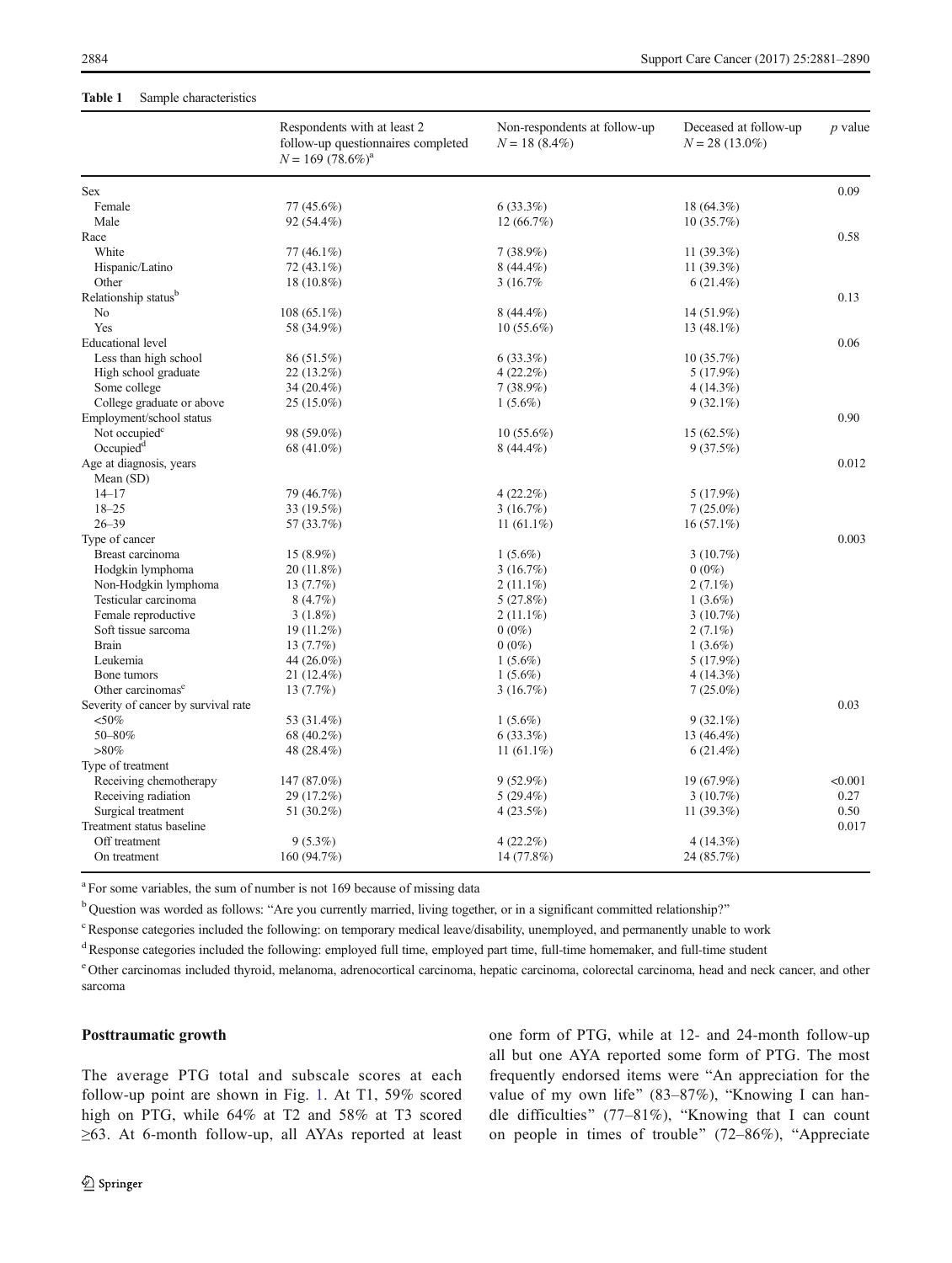**Table 1** Sample characteristics

| | Respondents with at least 2 follow-up questionnaires completed $N = 169$ (78.6%)[a] | Non-respondents at follow-up $N = 18$ (8.4%) | Deceased at follow-up $N = 28$ (13.0%) | *p* value |
|---|---|---|---|---|
| Sex | | | | 0.09 |
| Female | 77 (45.6%) | 6 (33.3%) | 18 (64.3%) | |
| Male | 92 (54.4%) | 12 (66.7%) | 10 (35.7%) | |
| Race | | | | 0.58 |
| White | 77 (46.1%) | 7 (38.9%) | 11 (39.3%) | |
| Hispanic/Latino | 72 (43.1%) | 8 (44.4%) | 11 (39.3%) | |
| Other | 18 (10.8%) | 3 (16.7% | 6 (21.4%) | |
| Relationship status[b] | | | | 0.13 |
| No | 108 (65.1%) | 8 (44.4%) | 14 (51.9%) | |
| Yes | 58 (34.9%) | 10 (55.6%) | 13 (48.1%) | |
| Educational level | | | | 0.06 |
| Less than high school | 86 (51.5%) | 6 (33.3%) | 10 (35.7%) | |
| High school graduate | 22 (13.2%) | 4 (22.2%) | 5 (17.9%) | |
| Some college | 34 (20.4%) | 7 (38.9%) | 4 (14.3%) | |
| College graduate or above | 25 (15.0%) | 1 (5.6%) | 9 (32.1%) | |
| Employment/school status | | | | 0.90 |
| Not occupied[c] | 98 (59.0%) | 10 (55.6%) | 15 (62.5%) | |
| Occupied[d] | 68 (41.0%) | 8 (44.4%) | 9 (37.5%) | |
| Age at diagnosis, years | | | | 0.012 |
| Mean (SD) | | | | |
| 14–17 | 79 (46.7%) | 4 (22.2%) | 5 (17.9%) | |
| 18–25 | 33 (19.5%) | 3 (16.7%) | 7 (25.0%) | |
| 26–39 | 57 (33.7%) | 11 (61.1%) | 16 (57.1%) | |
| Type of cancer | | | | 0.003 |
| Breast carcinoma | 15 (8.9%) | 1 (5.6%) | 3 (10.7%) | |
| Hodgkin lymphoma | 20 (11.8%) | 3 (16.7%) | 0 (0%) | |
| Non-Hodgkin lymphoma | 13 (7.7%) | 2 (11.1%) | 2 (7.1%) | |
| Testicular carcinoma | 8 (4.7%) | 5 (27.8%) | 1 (3.6%) | |
| Female reproductive | 3 (1.8%) | 2 (11.1%) | 3 (10.7%) | |
| Soft tissue sarcoma | 19 (11.2%) | 0 (0%) | 2 (7.1%) | |
| Brain | 13 (7.7%) | 0 (0%) | 1 (3.6%) | |
| Leukemia | 44 (26.0%) | 1 (5.6%) | 5 (17.9%) | |
| Bone tumors | 21 (12.4%) | 1 (5.6%) | 4 (14.3%) | |
| Other carcinomas[e] | 13 (7.7%) | 3 (16.7%) | 7 (25.0%) | |
| Severity of cancer by survival rate | | | | 0.03 |
| <50% | 53 (31.4%) | 1 (5.6%) | 9 (32.1%) | |
| 50–80% | 68 (40.2%) | 6 (33.3%) | 13 (46.4%) | |
| >80% | 48 (28.4%) | 11 (61.1%) | 6 (21.4%) | |
| Type of treatment | | | | |
| Receiving chemotherapy | 147 (87.0%) | 9 (52.9%) | 19 (67.9%) | <0.001 |
| Receiving radiation | 29 (17.2%) | 5 (29.4%) | 3 (10.7%) | 0.27 |
| Surgical treatment | 51 (30.2%) | 4 (23.5%) | 11 (39.3%) | 0.50 |
| Treatment status baseline | | | | 0.017 |
| Off treatment | 9 (5.3%) | 4 (22.2%) | 4 (14.3%) | |
| On treatment | 160 (94.7%) | 14 (77.8%) | 24 (85.7%) | |

[a] For some variables, the sum of number is not 169 because of missing data

[b] Question was worded as follows: "Are you currently married, living together, or in a significant committed relationship?"

[c] Response categories included the following: on temporary medical leave/disability, unemployed, and permanently unable to work

[d] Response categories included the following: employed full time, employed part time, full-time homemaker, and full-time student

[e] Other carcinomas included thyroid, melanoma, adrenocortical carcinoma, hepatic carcinoma, colorectal carcinoma, head and neck cancer, and other sarcoma

**Posttraumatic growth**

The average PTG total and subscale scores at each follow-up point are shown in Fig. 1. At T1, 59% scored high on PTG, while 64% at T2 and 58% at T3 scored ≥63. At 6-month follow-up, all AYAs reported at least one form of PTG, while at 12- and 24-month follow-up all but one AYA reported some form of PTG. The most frequently endorsed items were "An appreciation for the value of my own life" (83–87%), "Knowing I can handle difficulties" (77–81%), "Knowing that I can count on people in times of trouble" (72–86%), "Appreciate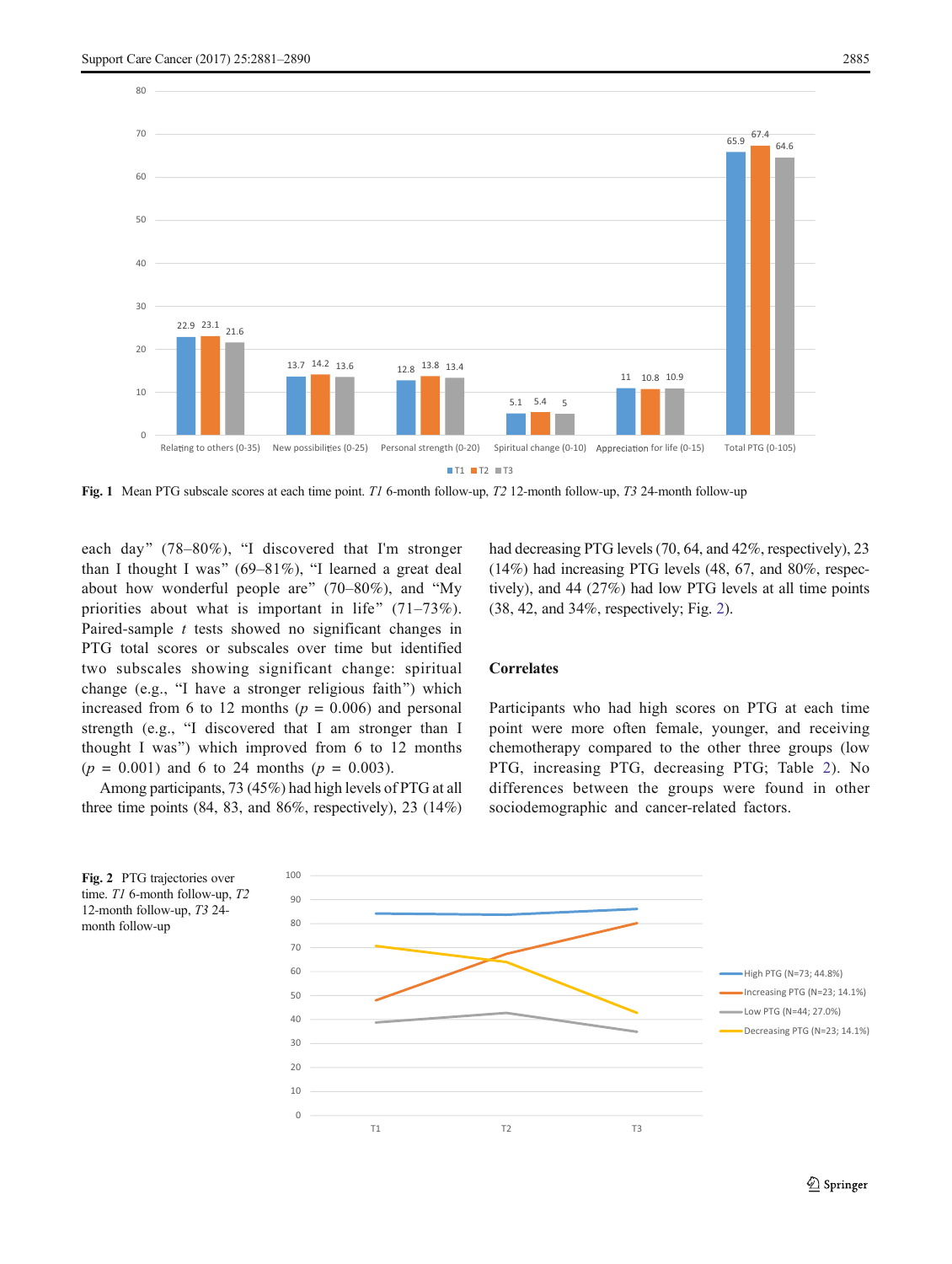Fig. 1 Mean PTG subscale scores at each time point. *T1* 6-month follow-up, *T2* 12-month follow-up, *T3* 24-month follow-up

each day" (78–80%), "I discovered that I'm stronger than I thought I was" (69–81%), "I learned a great deal about how wonderful people are" (70–80%), and "My priorities about what is important in life" (71–73%). Paired-sample *t* tests showed no significant changes in PTG total scores or subscales over time but identified two subscales showing significant change: spiritual change (e.g., "I have a stronger religious faith") which increased from 6 to 12 months ($p$ = 0.006) and personal strength (e.g., "I discovered that I am stronger than I thought I was") which improved from 6 to 12 months ($p$ = 0.001) and 6 to 24 months ($p$ = 0.003).

Among participants, 73 (45%) had high levels of PTG at all three time points (84, 83, and 86%, respectively), 23 (14%) had decreasing PTG levels (70, 64, and 42%, respectively), 23 (14%) had increasing PTG levels (48, 67, and 80%, respectively), and 44 (27%) had low PTG levels at all time points (38, 42, and 34%, respectively; Fig. 2).

### Correlates

Participants who had high scores on PTG at each time point were more often female, younger, and receiving chemotherapy compared to the other three groups (low PTG, increasing PTG, decreasing PTG; Table 2). No differences between the groups were found in other sociodemographic and cancer-related factors.

**Fig. 2** PTG trajectories over time. *T1* 6-month follow-up, *T2* 12-month follow-up, *T3* 24-month follow-up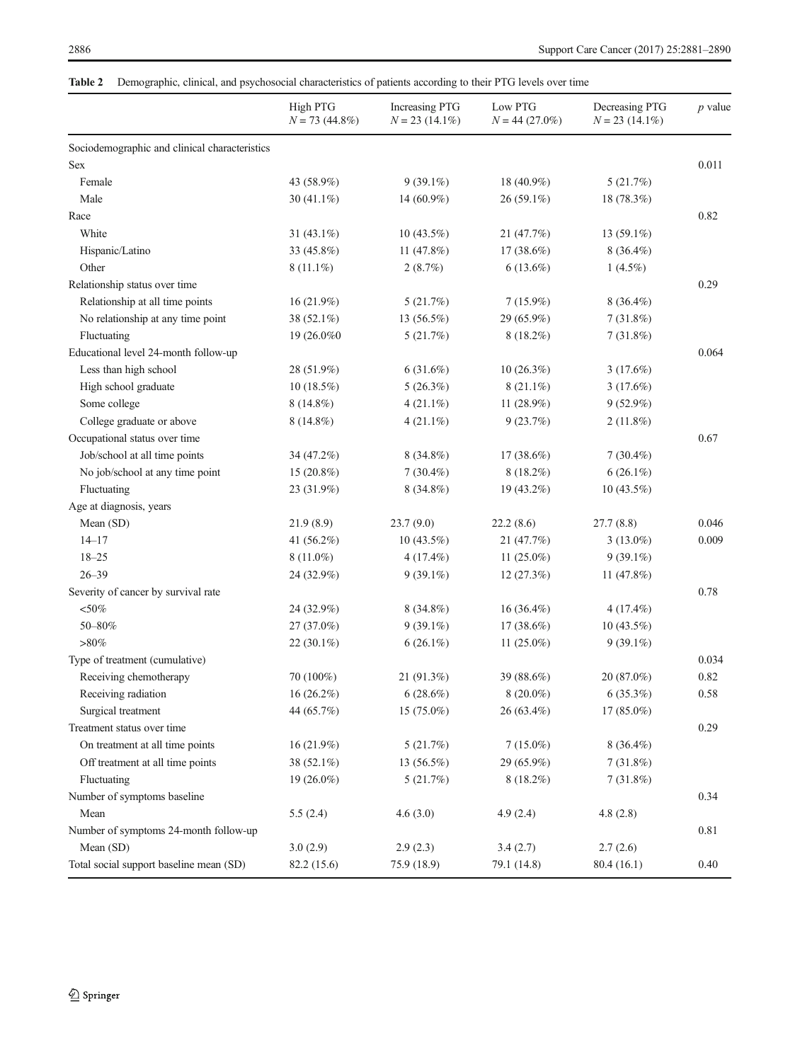**Table 2** Demographic, clinical, and psychosocial characteristics of patients according to their PTG levels over time

| | High PTG *N* = 73 (44.8%) | Increasing PTG *N* = 23 (14.1%) | Low PTG *N* = 44 (27.0%) | Decreasing PTG *N* = 23 (14.1%) | *p* value |
|---|---|---|---|---|---|
| Sociodemographic and clinical characteristics | | | | | |
| Sex | | | | | 0.011 |
| Female | 43 (58.9%) | 9 (39.1%) | 18 (40.9%) | 5 (21.7%) | |
| Male | 30 (41.1%) | 14 (60.9%) | 26 (59.1%) | 18 (78.3%) | |
| Race | | | | | 0.82 |
| White | 31 (43.1%) | 10 (43.5%) | 21 (47.7%) | 13 (59.1%) | |
| Hispanic/Latino | 33 (45.8%) | 11 (47.8%) | 17 (38.6%) | 8 (36.4%) | |
| Other | 8 (11.1%) | 2 (8.7%) | 6 (13.6%) | 1 (4.5%) | |
| Relationship status over time | | | | | 0.29 |
| Relationship at all time points | 16 (21.9%) | 5 (21.7%) | 7 (15.9%) | 8 (36.4%) | |
| No relationship at any time point | 38 (52.1%) | 13 (56.5%) | 29 (65.9%) | 7 (31.8%) | |
| Fluctuating | 19 (26.0%0 | 5 (21.7%) | 8 (18.2%) | 7 (31.8%) | |
| Educational level 24-month follow-up | | | | | 0.064 |
| Less than high school | 28 (51.9%) | 6 (31.6%) | 10 (26.3%) | 3 (17.6%) | |
| High school graduate | 10 (18.5%) | 5 (26.3%) | 8 (21.1%) | 3 (17.6%) | |
| Some college | 8 (14.8%) | 4 (21.1%) | 11 (28.9%) | 9 (52.9%) | |
| College graduate or above | 8 (14.8%) | 4 (21.1%) | 9 (23.7%) | 2 (11.8%) | |
| Occupational status over time | | | | | 0.67 |
| Job/school at all time points | 34 (47.2%) | 8 (34.8%) | 17 (38.6%) | 7 (30.4%) | |
| No job/school at any time point | 15 (20.8%) | 7 (30.4%) | 8 (18.2%) | 6 (26.1%) | |
| Fluctuating | 23 (31.9%) | 8 (34.8%) | 19 (43.2%) | 10 (43.5%) | |
| Age at diagnosis, years | | | | | |
| Mean (SD) | 21.9 (8.9) | 23.7 (9.0) | 22.2 (8.6) | 27.7 (8.8) | 0.046 |
| 14–17 | 41 (56.2%) | 10 (43.5%) | 21 (47.7%) | 3 (13.0%) | 0.009 |
| 18–25 | 8 (11.0%) | 4 (17.4%) | 11 (25.0%) | 9 (39.1%) | |
| 26–39 | 24 (32.9%) | 9 (39.1%) | 12 (27.3%) | 11 (47.8%) | |
| Severity of cancer by survival rate | | | | | 0.78 |
| <50% | 24 (32.9%) | 8 (34.8%) | 16 (36.4%) | 4 (17.4%) | |
| 50–80% | 27 (37.0%) | 9 (39.1%) | 17 (38.6%) | 10 (43.5%) | |
| >80% | 22 (30.1%) | 6 (26.1%) | 11 (25.0%) | 9 (39.1%) | |
| Type of treatment (cumulative) | | | | | 0.034 |
| Receiving chemotherapy | 70 (100%) | 21 (91.3%) | 39 (88.6%) | 20 (87.0%) | 0.82 |
| Receiving radiation | 16 (26.2%) | 6 (28.6%) | 8 (20.0%) | 6 (35.3%) | 0.58 |
| Surgical treatment | 44 (65.7%) | 15 (75.0%) | 26 (63.4%) | 17 (85.0%) | |
| Treatment status over time | | | | | 0.29 |
| On treatment at all time points | 16 (21.9%) | 5 (21.7%) | 7 (15.0%) | 8 (36.4%) | |
| Off treatment at all time points | 38 (52.1%) | 13 (56.5%) | 29 (65.9%) | 7 (31.8%) | |
| Fluctuating | 19 (26.0%) | 5 (21.7%) | 8 (18.2%) | 7 (31.8%) | |
| Number of symptoms baseline | | | | | 0.34 |
| Mean | 5.5 (2.4) | 4.6 (3.0) | 4.9 (2.4) | 4.8 (2.8) | |
| Number of symptoms 24-month follow-up | | | | | 0.81 |
| Mean (SD) | 3.0 (2.9) | 2.9 (2.3) | 3.4 (2.7) | 2.7 (2.6) | |
| Total social support baseline mean (SD) | 82.2 (15.6) | 75.9 (18.9) | 79.1 (14.8) | 80.4 (16.1) | 0.40 |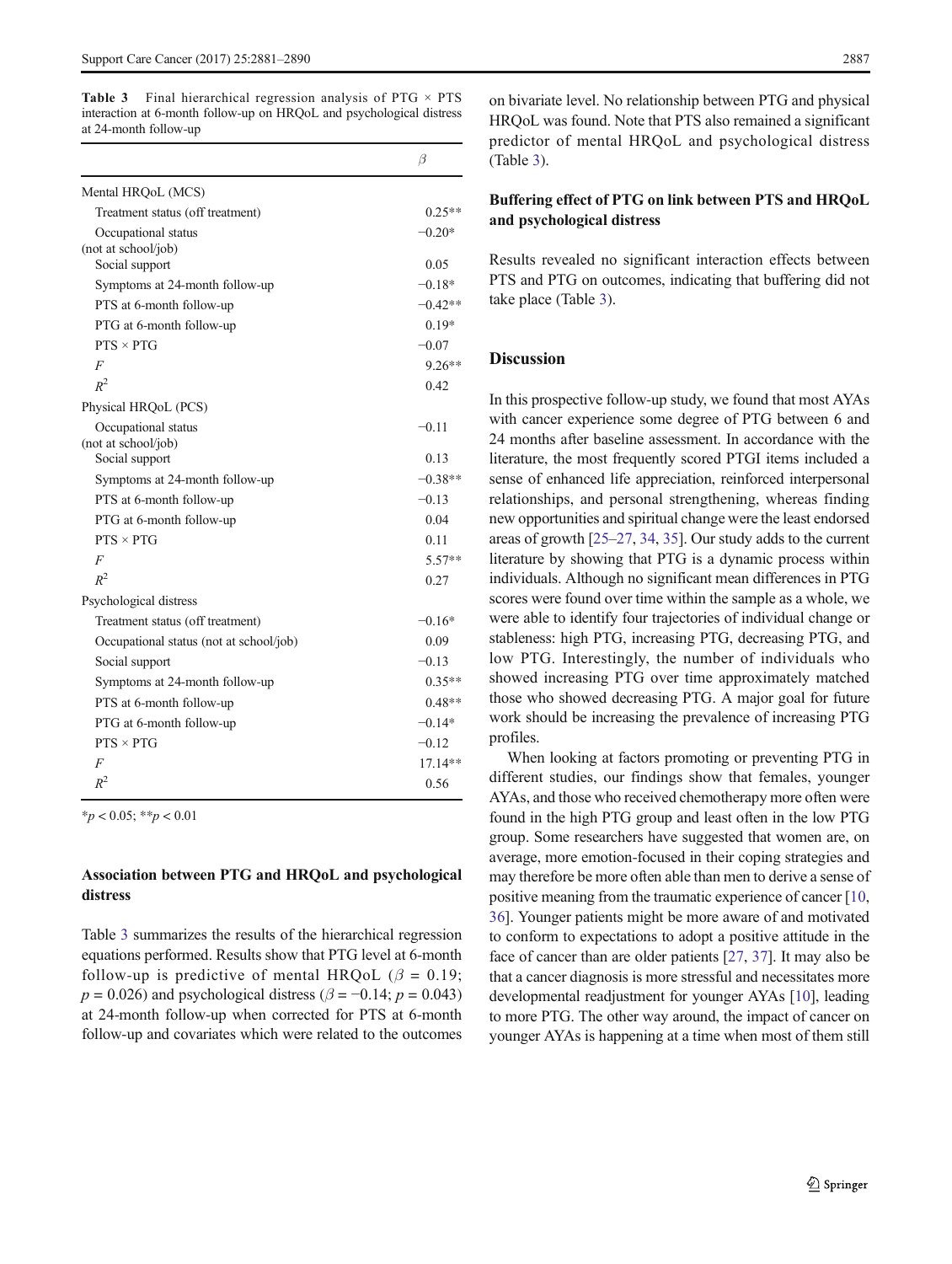**Table 3** Final hierarchical regression analysis of PTG × PTS interaction at 6-month follow-up on HRQoL and psychological distress at 24-month follow-up

| | $\beta$ |
|---|---|
| Mental HRQoL (MCS) | |
| Treatment status (off treatment) | 0.25** |
| Occupational status (not at school/job) | −0.20* |
| Social support | 0.05 |
| Symptoms at 24-month follow-up | −0.18* |
| PTS at 6-month follow-up | −0.42** |
| PTG at 6-month follow-up | 0.19* |
| PTS × PTG | −0.07 |
| $F$ | 9.26** |
| $R^2$ | 0.42 |
| Physical HRQoL (PCS) | |
| Occupational status (not at school/job) | −0.11 |
| Social support | 0.13 |
| Symptoms at 24-month follow-up | −0.38** |
| PTS at 6-month follow-up | −0.13 |
| PTG at 6-month follow-up | 0.04 |
| PTS × PTG | 0.11 |
| $F$ | 5.57** |
| $R^2$ | 0.27 |
| Psychological distress | |
| Treatment status (off treatment) | −0.16* |
| Occupational status (not at school/job) | 0.09 |
| Social support | −0.13 |
| Symptoms at 24-month follow-up | 0.35** |
| PTS at 6-month follow-up | 0.48** |
| PTG at 6-month follow-up | −0.14* |
| PTS × PTG | −0.12 |
| $F$ | 17.14** |
| $R^2$ | 0.56 |

*$p < 0.05$; **$p < 0.01$

### Association between PTG and HRQoL and psychological distress

Table 3 summarizes the results of the hierarchical regression equations performed. Results show that PTG level at 6-month follow-up is predictive of mental HRQoL ($\beta = 0.19$; $p = 0.026$) and psychological distress ($\beta = -0.14$; $p = 0.043$) at 24-month follow-up when corrected for PTS at 6-month follow-up and covariates which were related to the outcomes on bivariate level. No relationship between PTG and physical HRQoL was found. Note that PTS also remained a significant predictor of mental HRQoL and psychological distress (Table 3).

### Buffering effect of PTG on link between PTS and HRQoL and psychological distress

Results revealed no significant interaction effects between PTS and PTG on outcomes, indicating that buffering did not take place (Table 3).

## Discussion

In this prospective follow-up study, we found that most AYAs with cancer experience some degree of PTG between 6 and 24 months after baseline assessment. In accordance with the literature, the most frequently scored PTGI items included a sense of enhanced life appreciation, reinforced interpersonal relationships, and personal strengthening, whereas finding new opportunities and spiritual change were the least endorsed areas of growth [25–27, 34, 35]. Our study adds to the current literature by showing that PTG is a dynamic process within individuals. Although no significant mean differences in PTG scores were found over time within the sample as a whole, we were able to identify four trajectories of individual change or stableness: high PTG, increasing PTG, decreasing PTG, and low PTG. Interestingly, the number of individuals who showed increasing PTG over time approximately matched those who showed decreasing PTG. A major goal for future work should be increasing the prevalence of increasing PTG profiles.

When looking at factors promoting or preventing PTG in different studies, our findings show that females, younger AYAs, and those who received chemotherapy more often were found in the high PTG group and least often in the low PTG group. Some researchers have suggested that women are, on average, more emotion-focused in their coping strategies and may therefore be more often able than men to derive a sense of positive meaning from the traumatic experience of cancer [10, 36]. Younger patients might be more aware of and motivated to conform to expectations to adopt a positive attitude in the face of cancer than are older patients [27, 37]. It may also be that a cancer diagnosis is more stressful and necessitates more developmental readjustment for younger AYAs [10], leading to more PTG. The other way around, the impact of cancer on younger AYAs is happening at a time when most of them still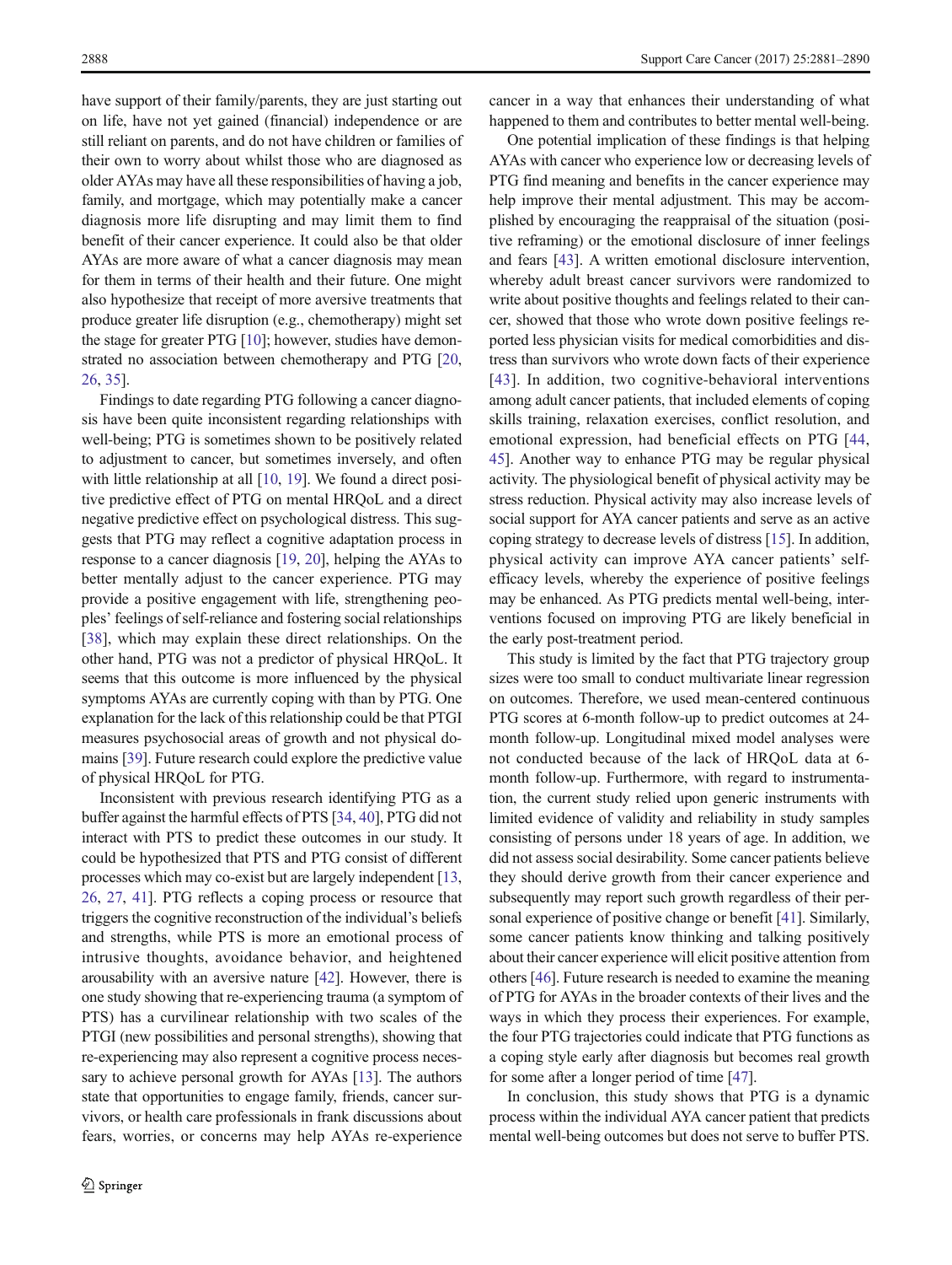have support of their family/parents, they are just starting out on life, have not yet gained (financial) independence or are still reliant on parents, and do not have children or families of their own to worry about whilst those who are diagnosed as older AYAs may have all these responsibilities of having a job, family, and mortgage, which may potentially make a cancer diagnosis more life disrupting and may limit them to find benefit of their cancer experience. It could also be that older AYAs are more aware of what a cancer diagnosis may mean for them in terms of their health and their future. One might also hypothesize that receipt of more aversive treatments that produce greater life disruption (e.g., chemotherapy) might set the stage for greater PTG [10]; however, studies have demonstrated no association between chemotherapy and PTG [20, 26, 35].

Findings to date regarding PTG following a cancer diagnosis have been quite inconsistent regarding relationships with well-being; PTG is sometimes shown to be positively related to adjustment to cancer, but sometimes inversely, and often with little relationship at all [10, 19]. We found a direct positive predictive effect of PTG on mental HRQoL and a direct negative predictive effect on psychological distress. This suggests that PTG may reflect a cognitive adaptation process in response to a cancer diagnosis [19, 20], helping the AYAs to better mentally adjust to the cancer experience. PTG may provide a positive engagement with life, strengthening peoples' feelings of self-reliance and fostering social relationships [38], which may explain these direct relationships. On the other hand, PTG was not a predictor of physical HRQoL. It seems that this outcome is more influenced by the physical symptoms AYAs are currently coping with than by PTG. One explanation for the lack of this relationship could be that PTGI measures psychosocial areas of growth and not physical domains [39]. Future research could explore the predictive value of physical HRQoL for PTG.

Inconsistent with previous research identifying PTG as a buffer against the harmful effects of PTS [34, 40], PTG did not interact with PTS to predict these outcomes in our study. It could be hypothesized that PTS and PTG consist of different processes which may co-exist but are largely independent [13, 26, 27, 41]. PTG reflects a coping process or resource that triggers the cognitive reconstruction of the individual's beliefs and strengths, while PTS is more an emotional process of intrusive thoughts, avoidance behavior, and heightened arousability with an aversive nature [42]. However, there is one study showing that re-experiencing trauma (a symptom of PTS) has a curvilinear relationship with two scales of the PTGI (new possibilities and personal strengths), showing that re-experiencing may also represent a cognitive process necessary to achieve personal growth for AYAs [13]. The authors state that opportunities to engage family, friends, cancer survivors, or health care professionals in frank discussions about fears, worries, or concerns may help AYAs re-experience cancer in a way that enhances their understanding of what happened to them and contributes to better mental well-being.

One potential implication of these findings is that helping AYAs with cancer who experience low or decreasing levels of PTG find meaning and benefits in the cancer experience may help improve their mental adjustment. This may be accomplished by encouraging the reappraisal of the situation (positive reframing) or the emotional disclosure of inner feelings and fears [43]. A written emotional disclosure intervention, whereby adult breast cancer survivors were randomized to write about positive thoughts and feelings related to their cancer, showed that those who wrote down positive feelings reported less physician visits for medical comorbidities and distress than survivors who wrote down facts of their experience [43]. In addition, two cognitive-behavioral interventions among adult cancer patients, that included elements of coping skills training, relaxation exercises, conflict resolution, and emotional expression, had beneficial effects on PTG [44, 45]. Another way to enhance PTG may be regular physical activity. The physiological benefit of physical activity may be stress reduction. Physical activity may also increase levels of social support for AYA cancer patients and serve as an active coping strategy to decrease levels of distress [15]. In addition, physical activity can improve AYA cancer patients' self-efficacy levels, whereby the experience of positive feelings may be enhanced. As PTG predicts mental well-being, interventions focused on improving PTG are likely beneficial in the early post-treatment period.

This study is limited by the fact that PTG trajectory group sizes were too small to conduct multivariate linear regression on outcomes. Therefore, we used mean-centered continuous PTG scores at 6-month follow-up to predict outcomes at 24-month follow-up. Longitudinal mixed model analyses were not conducted because of the lack of HRQoL data at 6-month follow-up. Furthermore, with regard to instrumentation, the current study relied upon generic instruments with limited evidence of validity and reliability in study samples consisting of persons under 18 years of age. In addition, we did not assess social desirability. Some cancer patients believe they should derive growth from their cancer experience and subsequently may report such growth regardless of their personal experience of positive change or benefit [41]. Similarly, some cancer patients know thinking and talking positively about their cancer experience will elicit positive attention from others [46]. Future research is needed to examine the meaning of PTG for AYAs in the broader contexts of their lives and the ways in which they process their experiences. For example, the four PTG trajectories could indicate that PTG functions as a coping style early after diagnosis but becomes real growth for some after a longer period of time [47].

In conclusion, this study shows that PTG is a dynamic process within the individual AYA cancer patient that predicts mental well-being outcomes but does not serve to buffer PTS.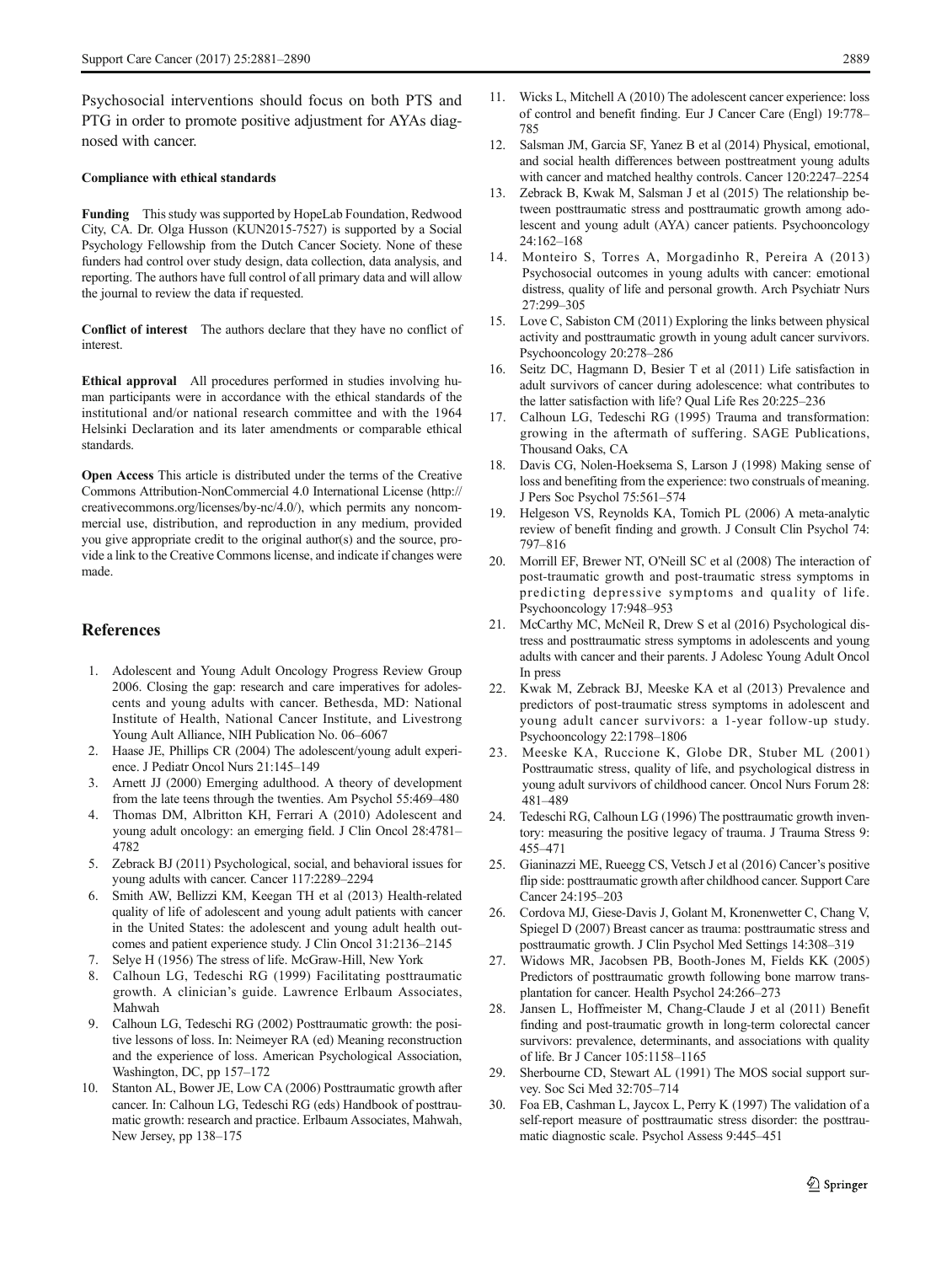Psychosocial interventions should focus on both PTS and PTG in order to promote positive adjustment for AYAs diagnosed with cancer.

**Compliance with ethical standards**

**Funding** This study was supported by HopeLab Foundation, Redwood City, CA. Dr. Olga Husson (KUN2015-7527) is supported by a Social Psychology Fellowship from the Dutch Cancer Society. None of these funders had control over study design, data collection, data analysis, and reporting. The authors have full control of all primary data and will allow the journal to review the data if requested.

**Conflict of interest** The authors declare that they have no conflict of interest.

**Ethical approval** All procedures performed in studies involving human participants were in accordance with the ethical standards of the institutional and/or national research committee and with the 1964 Helsinki Declaration and its later amendments or comparable ethical standards.

**Open Access** This article is distributed under the terms of the Creative Commons Attribution-NonCommercial 4.0 International License (http://creativecommons.org/licenses/by-nc/4.0/), which permits any noncommercial use, distribution, and reproduction in any medium, provided you give appropriate credit to the original author(s) and the source, provide a link to the Creative Commons license, and indicate if changes were made.

## References

1. Adolescent and Young Adult Oncology Progress Review Group 2006. Closing the gap: research and care imperatives for adolescents and young adults with cancer. Bethesda, MD: National Institute of Health, National Cancer Institute, and Livestrong Young Ault Alliance, NIH Publication No. 06–6067
2. Haase JE, Phillips CR (2004) The adolescent/young adult experience. J Pediatr Oncol Nurs 21:145–149
3. Arnett JJ (2000) Emerging adulthood. A theory of development from the late teens through the twenties. Am Psychol 55:469–480
4. Thomas DM, Albritton KH, Ferrari A (2010) Adolescent and young adult oncology: an emerging field. J Clin Oncol 28:4781–4782
5. Zebrack BJ (2011) Psychological, social, and behavioral issues for young adults with cancer. Cancer 117:2289–2294
6. Smith AW, Bellizzi KM, Keegan TH et al (2013) Health-related quality of life of adolescent and young adult patients with cancer in the United States: the adolescent and young adult health outcomes and patient experience study. J Clin Oncol 31:2136–2145
7. Selye H (1956) The stress of life. McGraw-Hill, New York
8. Calhoun LG, Tedeschi RG (1999) Facilitating posttraumatic growth. A clinician's guide. Lawrence Erlbaum Associates, Mahwah
9. Calhoun LG, Tedeschi RG (2002) Posttraumatic growth: the positive lessons of loss. In: Neimeyer RA (ed) Meaning reconstruction and the experience of loss. American Psychological Association, Washington, DC, pp 157–172
10. Stanton AL, Bower JE, Low CA (2006) Posttraumatic growth after cancer. In: Calhoun LG, Tedeschi RG (eds) Handbook of posttraumatic growth: research and practice. Erlbaum Associates, Mahwah, New Jersey, pp 138–175
11. Wicks L, Mitchell A (2010) The adolescent cancer experience: loss of control and benefit finding. Eur J Cancer Care (Engl) 19:778–785
12. Salsman JM, Garcia SF, Yanez B et al (2014) Physical, emotional, and social health differences between posttreatment young adults with cancer and matched healthy controls. Cancer 120:2247–2254
13. Zebrack B, Kwak M, Salsman J et al (2015) The relationship between posttraumatic stress and posttraumatic growth among adolescent and young adult (AYA) cancer patients. Psychooncology 24:162–168
14. Monteiro S, Torres A, Morgadinho R, Pereira A (2013) Psychosocial outcomes in young adults with cancer: emotional distress, quality of life and personal growth. Arch Psychiatr Nurs 27:299–305
15. Love C, Sabiston CM (2011) Exploring the links between physical activity and posttraumatic growth in young adult cancer survivors. Psychooncology 20:278–286
16. Seitz DC, Hagmann D, Besier T et al (2011) Life satisfaction in adult survivors of cancer during adolescence: what contributes to the latter satisfaction with life? Qual Life Res 20:225–236
17. Calhoun LG, Tedeschi RG (1995) Trauma and transformation: growing in the aftermath of suffering. SAGE Publications, Thousand Oaks, CA
18. Davis CG, Nolen-Hoeksema S, Larson J (1998) Making sense of loss and benefiting from the experience: two construals of meaning. J Pers Soc Psychol 75:561–574
19. Helgeson VS, Reynolds KA, Tomich PL (2006) A meta-analytic review of benefit finding and growth. J Consult Clin Psychol 74: 797–816
20. Morrill EF, Brewer NT, O'Neill SC et al (2008) The interaction of post-traumatic growth and post-traumatic stress symptoms in predicting depressive symptoms and quality of life. Psychooncology 17:948–953
21. McCarthy MC, McNeil R, Drew S et al (2016) Psychological distress and posttraumatic stress symptoms in adolescents and young adults with cancer and their parents. J Adolesc Young Adult Oncol In press
22. Kwak M, Zebrack BJ, Meeske KA et al (2013) Prevalence and predictors of post-traumatic stress symptoms in adolescent and young adult cancer survivors: a 1-year follow-up study. Psychooncology 22:1798–1806
23. Meeske KA, Ruccione K, Globe DR, Stuber ML (2001) Posttraumatic stress, quality of life, and psychological distress in young adult survivors of childhood cancer. Oncol Nurs Forum 28: 481–489
24. Tedeschi RG, Calhoun LG (1996) The posttraumatic growth inventory: measuring the positive legacy of trauma. J Trauma Stress 9: 455–471
25. Gianinazzi ME, Rueegg CS, Vetsch J et al (2016) Cancer's positive flip side: posttraumatic growth after childhood cancer. Support Care Cancer 24:195–203
26. Cordova MJ, Giese-Davis J, Golant M, Kronenwetter C, Chang V, Spiegel D (2007) Breast cancer as trauma: posttraumatic stress and posttraumatic growth. J Clin Psychol Med Settings 14:308–319
27. Widows MR, Jacobsen PB, Booth-Jones M, Fields KK (2005) Predictors of posttraumatic growth following bone marrow transplantation for cancer. Health Psychol 24:266–273
28. Jansen L, Hoffmeister M, Chang-Claude J et al (2011) Benefit finding and post-traumatic growth in long-term colorectal cancer survivors: prevalence, determinants, and associations with quality of life. Br J Cancer 105:1158–1165
29. Sherbourne CD, Stewart AL (1991) The MOS social support survey. Soc Sci Med 32:705–714
30. Foa EB, Cashman L, Jaycox L, Perry K (1997) The validation of a self-report measure of posttraumatic stress disorder: the posttraumatic diagnostic scale. Psychol Assess 9:445–451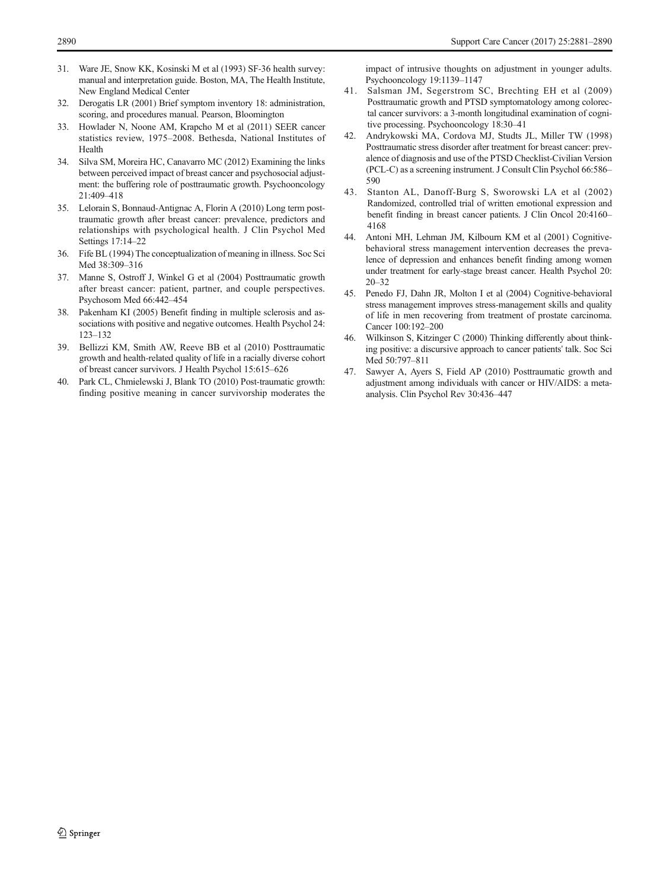31. Ware JE, Snow KK, Kosinski M et al (1993) SF-36 health survey: manual and interpretation guide. Boston, MA, The Health Institute, New England Medical Center
32. Derogatis LR (2001) Brief symptom inventory 18: administration, scoring, and procedures manual. Pearson, Bloomington
33. Howlader N, Noone AM, Krapcho M et al (2011) SEER cancer statistics review, 1975–2008. Bethesda, National Institutes of Health
34. Silva SM, Moreira HC, Canavarro MC (2012) Examining the links between perceived impact of breast cancer and psychosocial adjustment: the buffering role of posttraumatic growth. Psychooncology 21:409–418
35. Lelorain S, Bonnaud-Antignac A, Florin A (2010) Long term posttraumatic growth after breast cancer: prevalence, predictors and relationships with psychological health. J Clin Psychol Med Settings 17:14–22
36. Fife BL (1994) The conceptualization of meaning in illness. Soc Sci Med 38:309–316
37. Manne S, Ostroff J, Winkel G et al (2004) Posttraumatic growth after breast cancer: patient, partner, and couple perspectives. Psychosom Med 66:442–454
38. Pakenham KI (2005) Benefit finding in multiple sclerosis and associations with positive and negative outcomes. Health Psychol 24: 123–132
39. Bellizzi KM, Smith AW, Reeve BB et al (2010) Posttraumatic growth and health-related quality of life in a racially diverse cohort of breast cancer survivors. J Health Psychol 15:615–626
40. Park CL, Chmielewski J, Blank TO (2010) Post-traumatic growth: finding positive meaning in cancer survivorship moderates the impact of intrusive thoughts on adjustment in younger adults. Psychooncology 19:1139–1147
41. Salsman JM, Segerstrom SC, Brechting EH et al (2009) Posttraumatic growth and PTSD symptomatology among colorectal cancer survivors: a 3-month longitudinal examination of cognitive processing. Psychooncology 18:30–41
42. Andrykowski MA, Cordova MJ, Studts JL, Miller TW (1998) Posttraumatic stress disorder after treatment for breast cancer: prevalence of diagnosis and use of the PTSD Checklist-Civilian Version (PCL-C) as a screening instrument. J Consult Clin Psychol 66:586–590
43. Stanton AL, Danoff-Burg S, Sworowski LA et al (2002) Randomized, controlled trial of written emotional expression and benefit finding in breast cancer patients. J Clin Oncol 20:4160–4168
44. Antoni MH, Lehman JM, Kilbourn KM et al (2001) Cognitive-behavioral stress management intervention decreases the prevalence of depression and enhances benefit finding among women under treatment for early-stage breast cancer. Health Psychol 20: 20–32
45. Penedo FJ, Dahn JR, Molton I et al (2004) Cognitive-behavioral stress management improves stress-management skills and quality of life in men recovering from treatment of prostate carcinoma. Cancer 100:192–200
46. Wilkinson S, Kitzinger C (2000) Thinking differently about thinking positive: a discursive approach to cancer patients' talk. Soc Sci Med 50:797–811
47. Sawyer A, Ayers S, Field AP (2010) Posttraumatic growth and adjustment among individuals with cancer or HIV/AIDS: a meta-analysis. Clin Psychol Rev 30:436–447